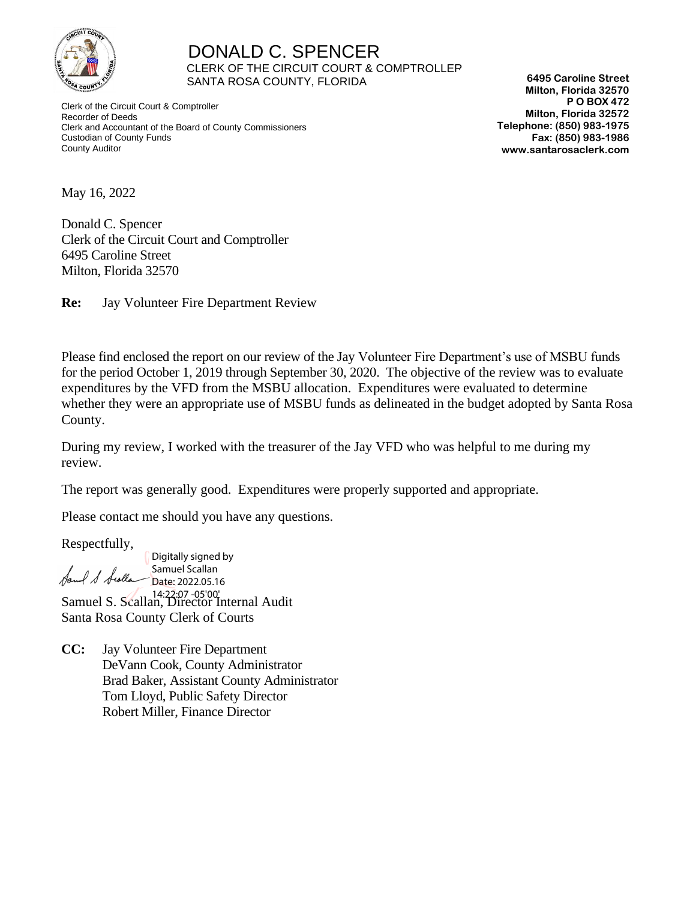# DONALD C. SPENCER

CLERK OF THE CIRCUIT COURT & COMPTROLLER
SANTA ROSA COUNTY, FLORIDA

Clerk of the Circuit Court & Comptroller
Recorder of Deeds
Clerk and Accountant of the Board of County Commissioners
Custodian of County Funds
County Auditor

**6495 Caroline Street**
**Milton, Florida 32570**
**P O BOX 472**
**Milton, Florida 32572**
**Telephone: (850) 983-1975**
**Fax: (850) 983-1986**
**www.santarosaclerk.com**

May 16, 2022

Donald C. Spencer
Clerk of the Circuit Court and Comptroller
6495 Caroline Street
Milton, Florida 32570

**Re:** Jay Volunteer Fire Department Review

Please find enclosed the report on our review of the Jay Volunteer Fire Department's use of MSBU funds for the period October 1, 2019 through September 30, 2020. The objective of the review was to evaluate expenditures by the VFD from the MSBU allocation. Expenditures were evaluated to determine whether they were an appropriate use of MSBU funds as delineated in the budget adopted by Santa Rosa County.

During my review, I worked with the treasurer of the Jay VFD who was helpful to me during my review.

The report was generally good. Expenditures were properly supported and appropriate.

Please contact me should you have any questions.

Respectfully,

Digitally signed by Samuel Scallan
Date: 2022.05.16 14:22:07 -05'00'

Samuel S. Scallan, Director Internal Audit
Santa Rosa County Clerk of Courts

**CC:** Jay Volunteer Fire Department
DeVann Cook, County Administrator
Brad Baker, Assistant County Administrator
Tom Lloyd, Public Safety Director
Robert Miller, Finance Director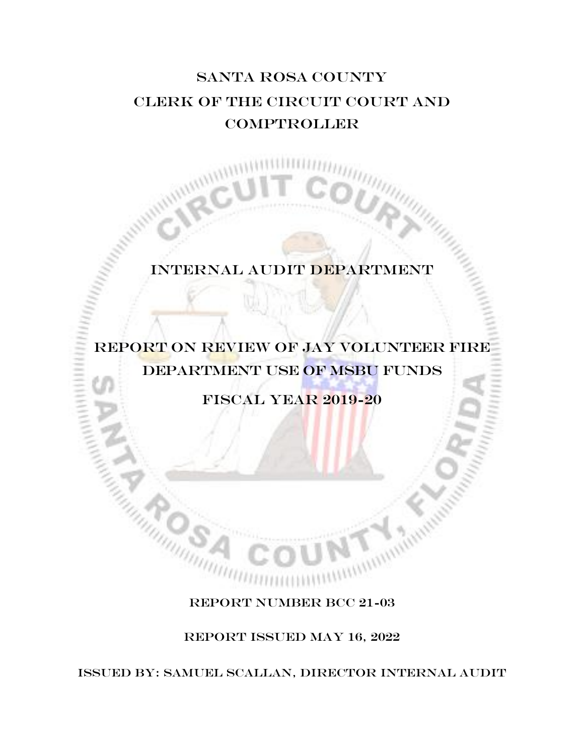# Santa Rosa County
# Clerk of the Circuit Court and Comptroller

## Internal Audit Department

## Report on Review of Jay Volunteer Fire Department Use of MSBU Funds

## Fiscal Year 2019-20

Report Number BCC 21-03

Report Issued May 16, 2022

Issued By: Samuel Scallan, Director Internal Audit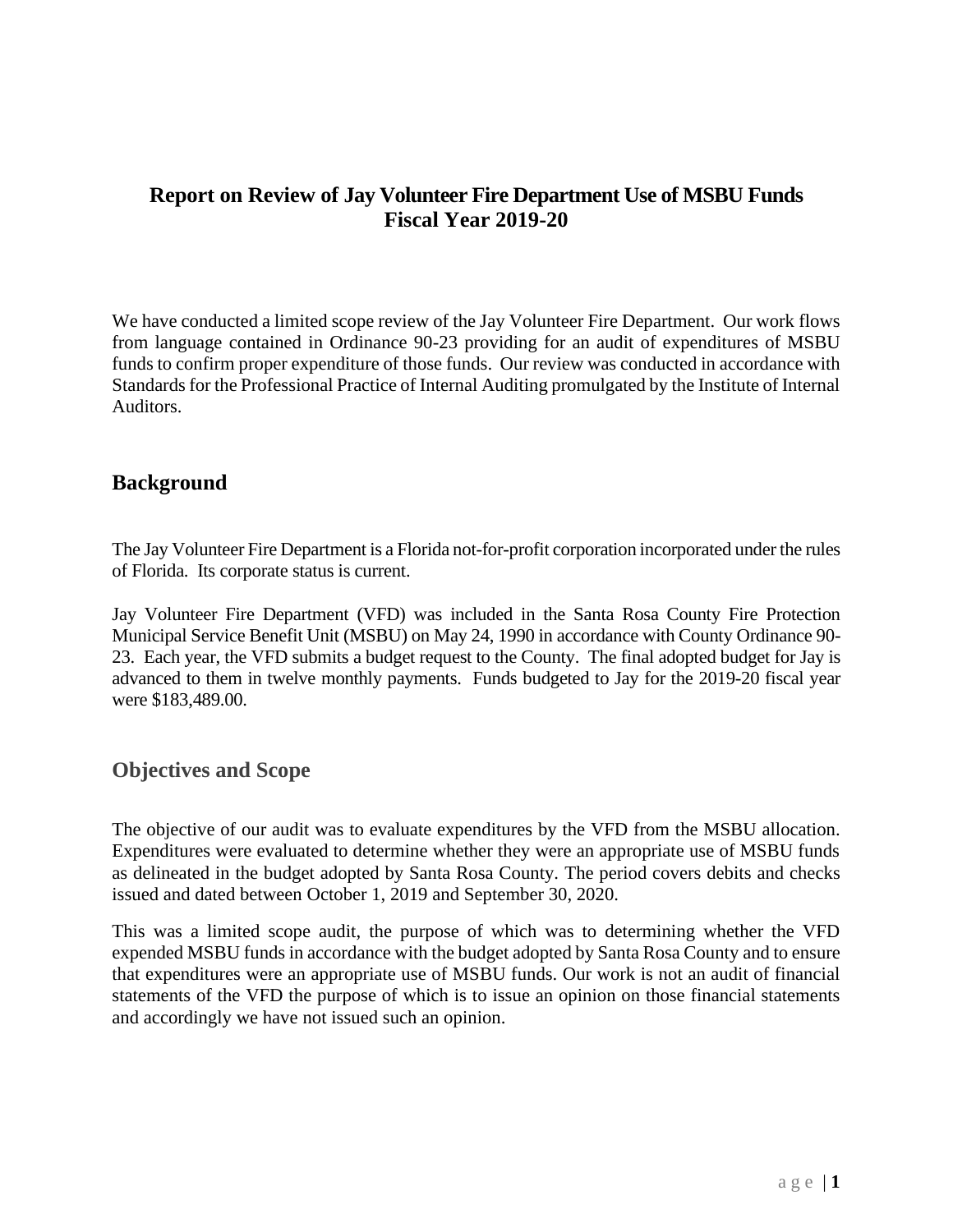# Report on Review of Jay Volunteer Fire Department Use of MSBU Funds Fiscal Year 2019-20

We have conducted a limited scope review of the Jay Volunteer Fire Department. Our work flows from language contained in Ordinance 90-23 providing for an audit of expenditures of MSBU funds to confirm proper expenditure of those funds. Our review was conducted in accordance with Standards for the Professional Practice of Internal Auditing promulgated by the Institute of Internal Auditors.

## Background

The Jay Volunteer Fire Department is a Florida not-for-profit corporation incorporated under the rules of Florida. Its corporate status is current.

Jay Volunteer Fire Department (VFD) was included in the Santa Rosa County Fire Protection Municipal Service Benefit Unit (MSBU) on May 24, 1990 in accordance with County Ordinance 90-23. Each year, the VFD submits a budget request to the County. The final adopted budget for Jay is advanced to them in twelve monthly payments. Funds budgeted to Jay for the 2019-20 fiscal year were $183,489.00.

## Objectives and Scope

The objective of our audit was to evaluate expenditures by the VFD from the MSBU allocation. Expenditures were evaluated to determine whether they were an appropriate use of MSBU funds as delineated in the budget adopted by Santa Rosa County. The period covers debits and checks issued and dated between October 1, 2019 and September 30, 2020.

This was a limited scope audit, the purpose of which was to determining whether the VFD expended MSBU funds in accordance with the budget adopted by Santa Rosa County and to ensure that expenditures were an appropriate use of MSBU funds. Our work is not an audit of financial statements of the VFD the purpose of which is to issue an opinion on those financial statements and accordingly we have not issued such an opinion.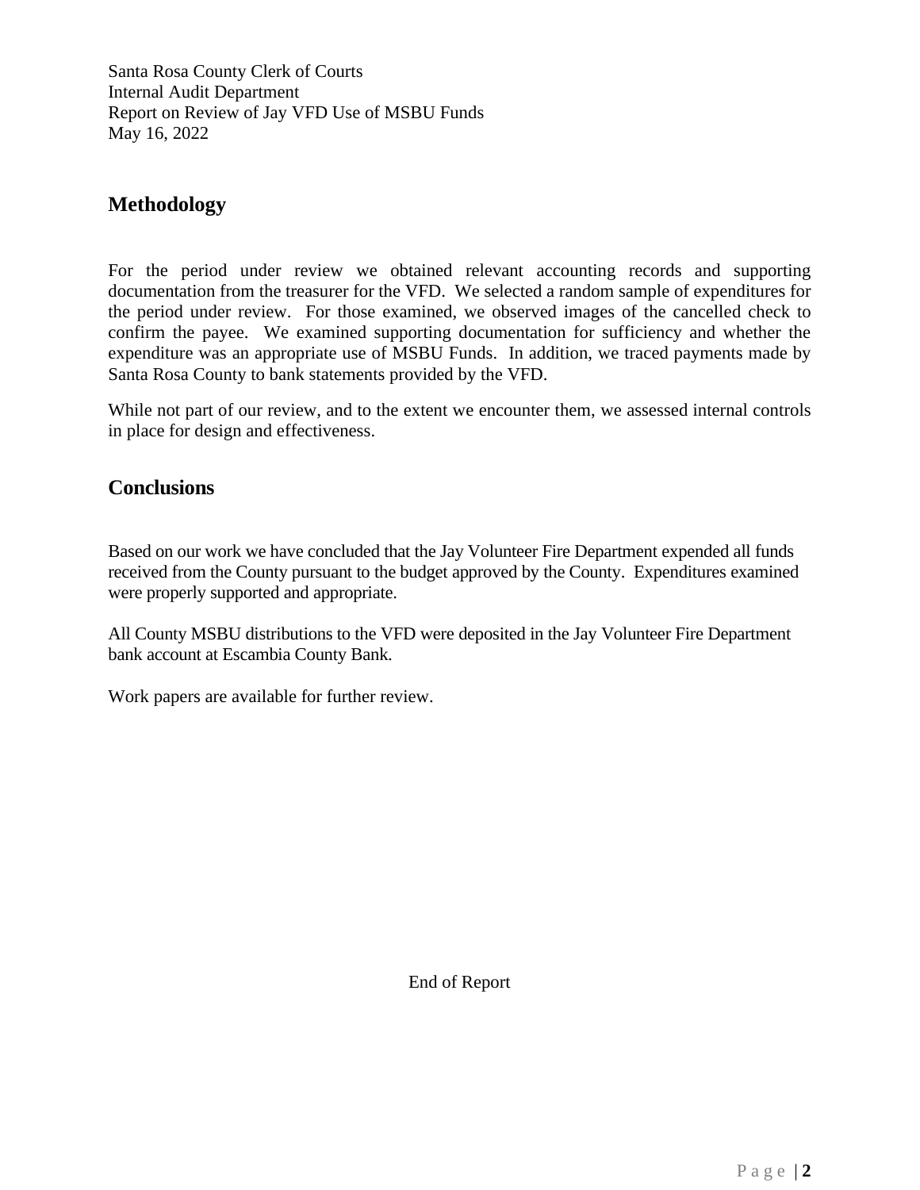Santa Rosa County Clerk of Courts
Internal Audit Department
Report on Review of Jay VFD Use of MSBU Funds
May 16, 2022

## Methodology

For the period under review we obtained relevant accounting records and supporting documentation from the treasurer for the VFD. We selected a random sample of expenditures for the period under review. For those examined, we observed images of the cancelled check to confirm the payee. We examined supporting documentation for sufficiency and whether the expenditure was an appropriate use of MSBU Funds. In addition, we traced payments made by Santa Rosa County to bank statements provided by the VFD.

While not part of our review, and to the extent we encounter them, we assessed internal controls in place for design and effectiveness.

## Conclusions

Based on our work we have concluded that the Jay Volunteer Fire Department expended all funds received from the County pursuant to the budget approved by the County. Expenditures examined were properly supported and appropriate.

All County MSBU distributions to the VFD were deposited in the Jay Volunteer Fire Department bank account at Escambia County Bank.

Work papers are available for further review.

End of Report